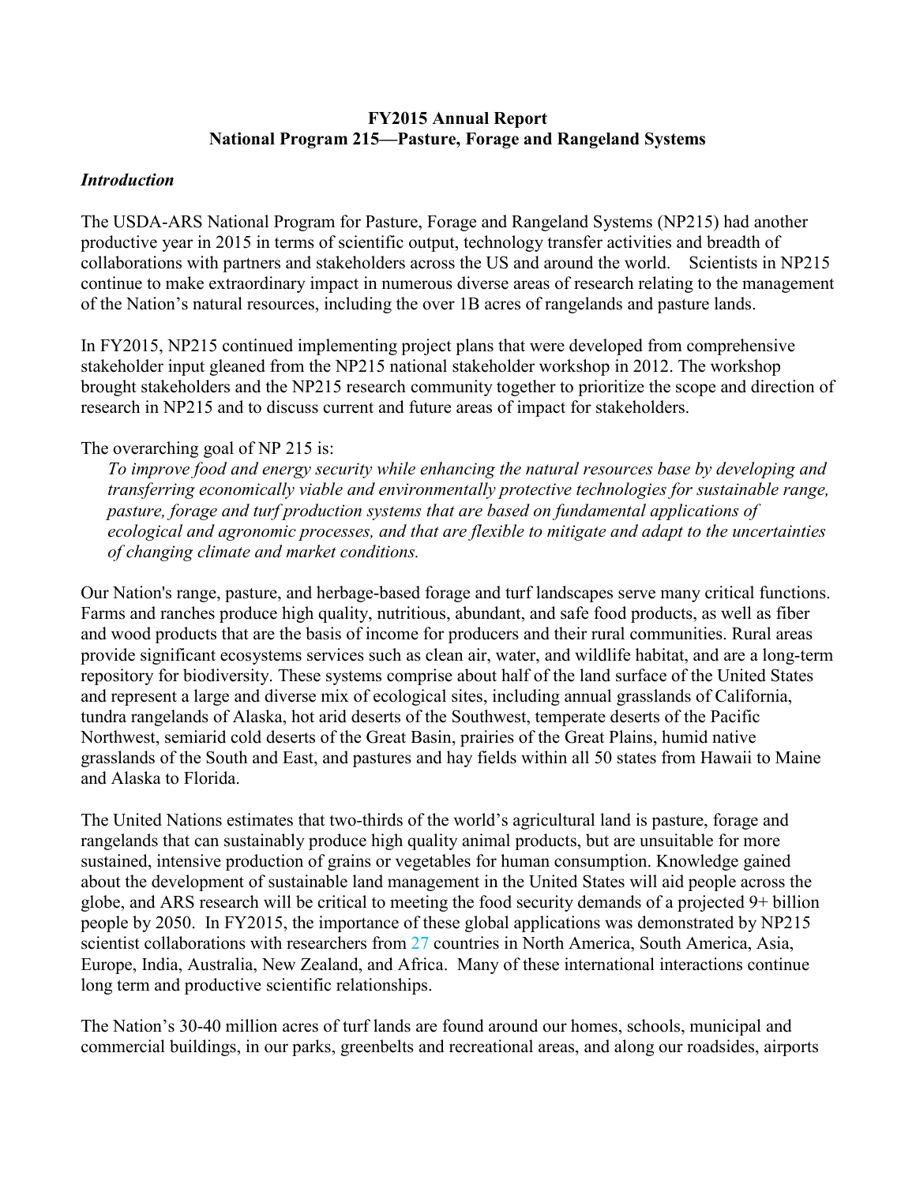**FY2015 Annual Report**
**National Program 215—Pasture, Forage and Rangeland Systems**

### *Introduction*

The USDA-ARS National Program for Pasture, Forage and Rangeland Systems (NP215) had another productive year in 2015 in terms of scientific output, technology transfer activities and breadth of collaborations with partners and stakeholders across the US and around the world. Scientists in NP215 continue to make extraordinary impact in numerous diverse areas of research relating to the management of the Nation's natural resources, including the over 1B acres of rangelands and pasture lands.

In FY2015, NP215 continued implementing project plans that were developed from comprehensive stakeholder input gleaned from the NP215 national stakeholder workshop in 2012. The workshop brought stakeholders and the NP215 research community together to prioritize the scope and direction of research in NP215 and to discuss current and future areas of impact for stakeholders.

The overarching goal of NP 215 is:

> *To improve food and energy security while enhancing the natural resources base by developing and transferring economically viable and environmentally protective technologies for sustainable range, pasture, forage and turf production systems that are based on fundamental applications of ecological and agronomic processes, and that are flexible to mitigate and adapt to the uncertainties of changing climate and market conditions.*

Our Nation's range, pasture, and herbage-based forage and turf landscapes serve many critical functions. Farms and ranches produce high quality, nutritious, abundant, and safe food products, as well as fiber and wood products that are the basis of income for producers and their rural communities. Rural areas provide significant ecosystems services such as clean air, water, and wildlife habitat, and are a long-term repository for biodiversity. These systems comprise about half of the land surface of the United States and represent a large and diverse mix of ecological sites, including annual grasslands of California, tundra rangelands of Alaska, hot arid deserts of the Southwest, temperate deserts of the Pacific Northwest, semiarid cold deserts of the Great Basin, prairies of the Great Plains, humid native grasslands of the South and East, and pastures and hay fields within all 50 states from Hawaii to Maine and Alaska to Florida.

The United Nations estimates that two-thirds of the world's agricultural land is pasture, forage and rangelands that can sustainably produce high quality animal products, but are unsuitable for more sustained, intensive production of grains or vegetables for human consumption. Knowledge gained about the development of sustainable land management in the United States will aid people across the globe, and ARS research will be critical to meeting the food security demands of a projected 9+ billion people by 2050. In FY2015, the importance of these global applications was demonstrated by NP215 scientist collaborations with researchers from 27 countries in North America, South America, Asia, Europe, India, Australia, New Zealand, and Africa. Many of these international interactions continue long term and productive scientific relationships.

The Nation's 30-40 million acres of turf lands are found around our homes, schools, municipal and commercial buildings, in our parks, greenbelts and recreational areas, and along our roadsides, airports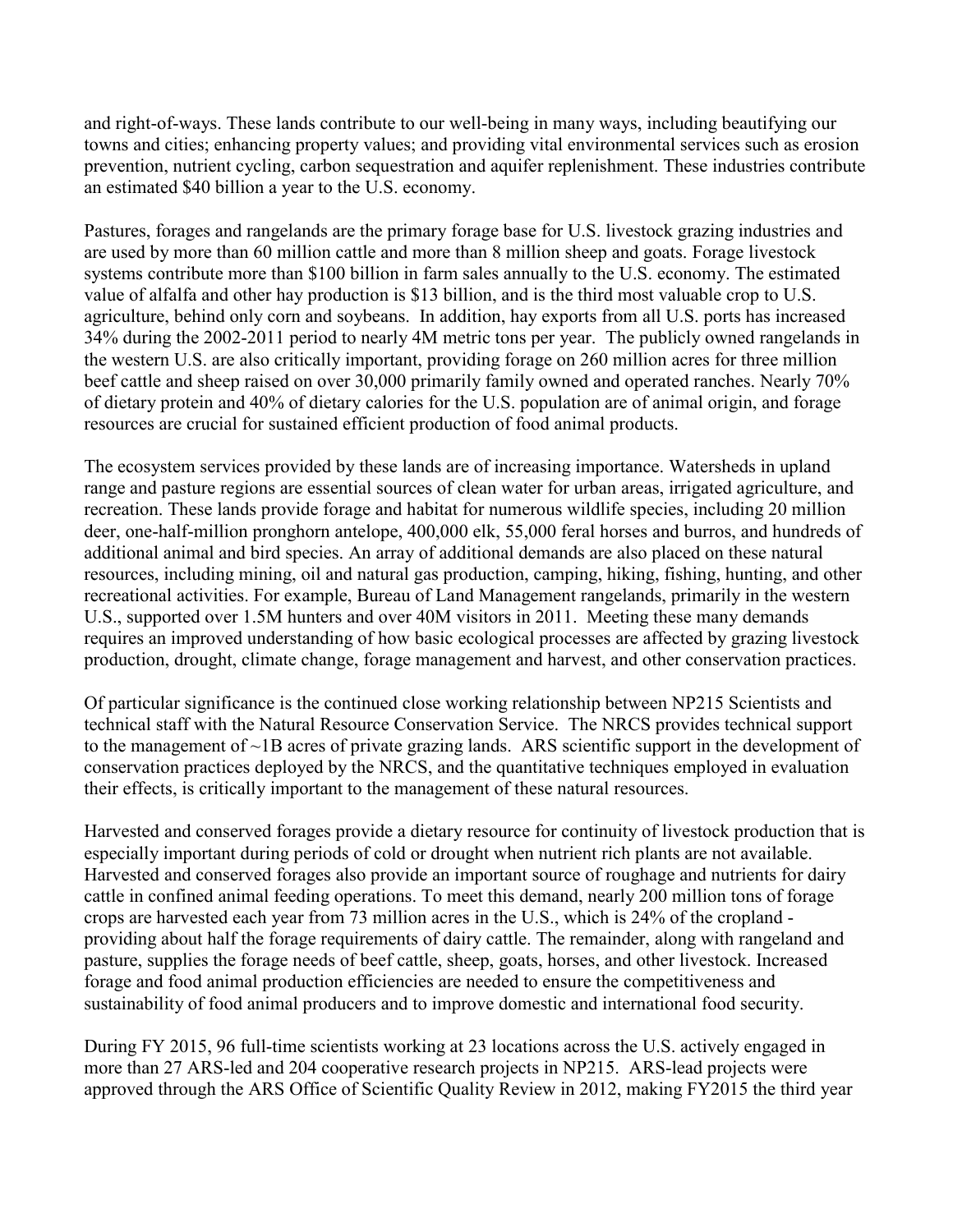and right-of-ways. These lands contribute to our well-being in many ways, including beautifying our towns and cities; enhancing property values; and providing vital environmental services such as erosion prevention, nutrient cycling, carbon sequestration and aquifer replenishment. These industries contribute an estimated $40 billion a year to the U.S. economy.

Pastures, forages and rangelands are the primary forage base for U.S. livestock grazing industries and are used by more than 60 million cattle and more than 8 million sheep and goats. Forage livestock systems contribute more than $100 billion in farm sales annually to the U.S. economy. The estimated value of alfalfa and other hay production is $13 billion, and is the third most valuable crop to U.S. agriculture, behind only corn and soybeans. In addition, hay exports from all U.S. ports has increased 34% during the 2002-2011 period to nearly 4M metric tons per year. The publicly owned rangelands in the western U.S. are also critically important, providing forage on 260 million acres for three million beef cattle and sheep raised on over 30,000 primarily family owned and operated ranches. Nearly 70% of dietary protein and 40% of dietary calories for the U.S. population are of animal origin, and forage resources are crucial for sustained efficient production of food animal products.

The ecosystem services provided by these lands are of increasing importance. Watersheds in upland range and pasture regions are essential sources of clean water for urban areas, irrigated agriculture, and recreation. These lands provide forage and habitat for numerous wildlife species, including 20 million deer, one-half-million pronghorn antelope, 400,000 elk, 55,000 feral horses and burros, and hundreds of additional animal and bird species. An array of additional demands are also placed on these natural resources, including mining, oil and natural gas production, camping, hiking, fishing, hunting, and other recreational activities. For example, Bureau of Land Management rangelands, primarily in the western U.S., supported over 1.5M hunters and over 40M visitors in 2011. Meeting these many demands requires an improved understanding of how basic ecological processes are affected by grazing livestock production, drought, climate change, forage management and harvest, and other conservation practices.

Of particular significance is the continued close working relationship between NP215 Scientists and technical staff with the Natural Resource Conservation Service. The NRCS provides technical support to the management of ~1B acres of private grazing lands. ARS scientific support in the development of conservation practices deployed by the NRCS, and the quantitative techniques employed in evaluation their effects, is critically important to the management of these natural resources.

Harvested and conserved forages provide a dietary resource for continuity of livestock production that is especially important during periods of cold or drought when nutrient rich plants are not available. Harvested and conserved forages also provide an important source of roughage and nutrients for dairy cattle in confined animal feeding operations. To meet this demand, nearly 200 million tons of forage crops are harvested each year from 73 million acres in the U.S., which is 24% of the cropland - providing about half the forage requirements of dairy cattle. The remainder, along with rangeland and pasture, supplies the forage needs of beef cattle, sheep, goats, horses, and other livestock. Increased forage and food animal production efficiencies are needed to ensure the competitiveness and sustainability of food animal producers and to improve domestic and international food security.

During FY 2015, 96 full-time scientists working at 23 locations across the U.S. actively engaged in more than 27 ARS-led and 204 cooperative research projects in NP215. ARS-lead projects were approved through the ARS Office of Scientific Quality Review in 2012, making FY2015 the third year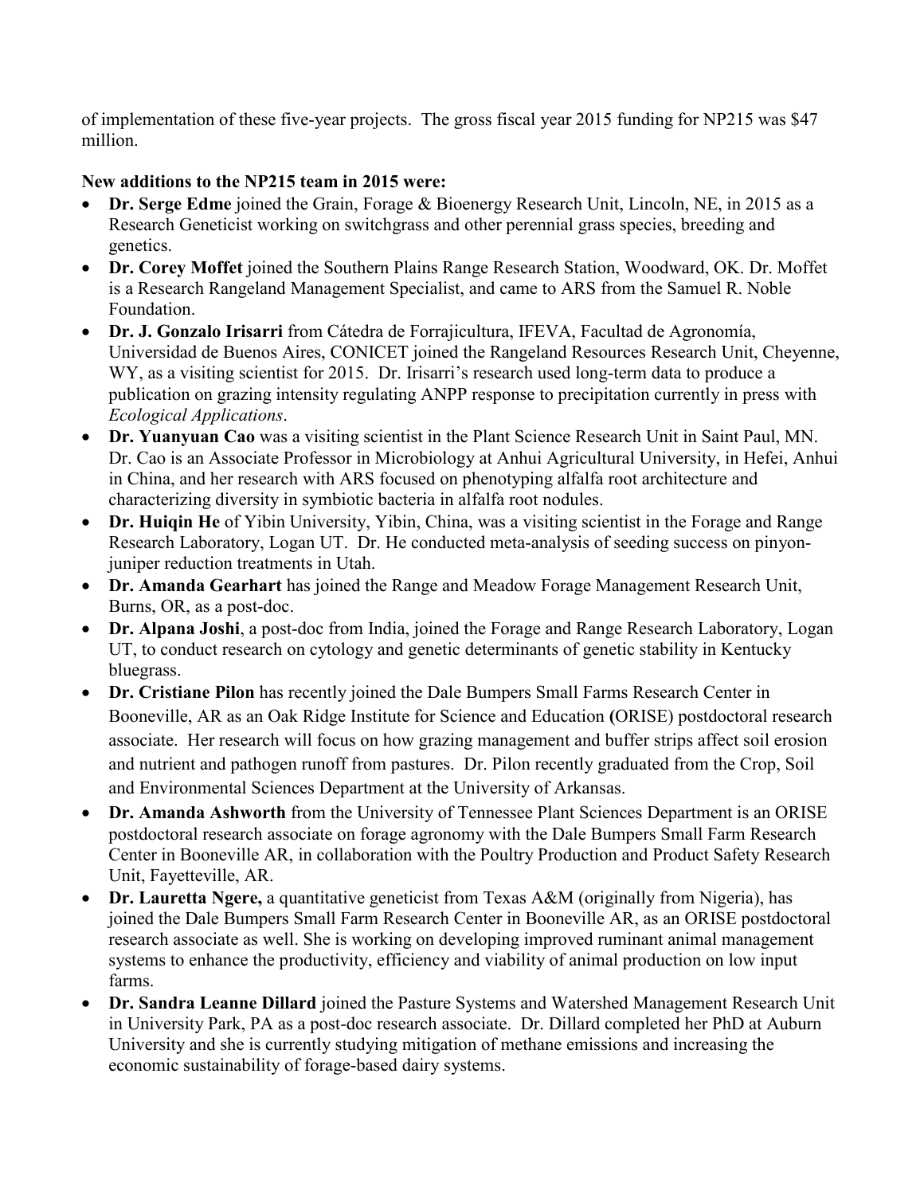of implementation of these five-year projects. The gross fiscal year 2015 funding for NP215 was $47 million.

**New additions to the NP215 team in 2015 were:**

- **Dr. Serge Edme** joined the Grain, Forage & Bioenergy Research Unit, Lincoln, NE, in 2015 as a Research Geneticist working on switchgrass and other perennial grass species, breeding and genetics.
- **Dr. Corey Moffet** joined the Southern Plains Range Research Station, Woodward, OK. Dr. Moffet is a Research Rangeland Management Specialist, and came to ARS from the Samuel R. Noble Foundation.
- **Dr. J. Gonzalo Irisarri** from Cátedra de Forrajicultura, IFEVA, Facultad de Agronomía, Universidad de Buenos Aires, CONICET joined the Rangeland Resources Research Unit, Cheyenne, WY, as a visiting scientist for 2015. Dr. Irisarri's research used long-term data to produce a publication on grazing intensity regulating ANPP response to precipitation currently in press with *Ecological Applications*.
- **Dr. Yuanyuan Cao** was a visiting scientist in the Plant Science Research Unit in Saint Paul, MN. Dr. Cao is an Associate Professor in Microbiology at Anhui Agricultural University, in Hefei, Anhui in China, and her research with ARS focused on phenotyping alfalfa root architecture and characterizing diversity in symbiotic bacteria in alfalfa root nodules.
- **Dr. Huiqin He** of Yibin University, Yibin, China, was a visiting scientist in the Forage and Range Research Laboratory, Logan UT. Dr. He conducted meta-analysis of seeding success on pinyon-juniper reduction treatments in Utah.
- **Dr. Amanda Gearhart** has joined the Range and Meadow Forage Management Research Unit, Burns, OR, as a post-doc.
- **Dr. Alpana Joshi**, a post-doc from India, joined the Forage and Range Research Laboratory, Logan UT, to conduct research on cytology and genetic determinants of genetic stability in Kentucky bluegrass.
- **Dr. Cristiane Pilon** has recently joined the Dale Bumpers Small Farms Research Center in Booneville, AR as an Oak Ridge Institute for Science and Education **(**ORISE) postdoctoral research associate. Her research will focus on how grazing management and buffer strips affect soil erosion and nutrient and pathogen runoff from pastures. Dr. Pilon recently graduated from the Crop, Soil and Environmental Sciences Department at the University of Arkansas.
- **Dr. Amanda Ashworth** from the University of Tennessee Plant Sciences Department is an ORISE postdoctoral research associate on forage agronomy with the Dale Bumpers Small Farm Research Center in Booneville AR, in collaboration with the Poultry Production and Product Safety Research Unit, Fayetteville, AR.
- **Dr. Lauretta Ngere,** a quantitative geneticist from Texas A&M (originally from Nigeria), has joined the Dale Bumpers Small Farm Research Center in Booneville AR, as an ORISE postdoctoral research associate as well. She is working on developing improved ruminant animal management systems to enhance the productivity, efficiency and viability of animal production on low input farms.
- **Dr. Sandra Leanne Dillard** joined the Pasture Systems and Watershed Management Research Unit in University Park, PA as a post-doc research associate. Dr. Dillard completed her PhD at Auburn University and she is currently studying mitigation of methane emissions and increasing the economic sustainability of forage-based dairy systems.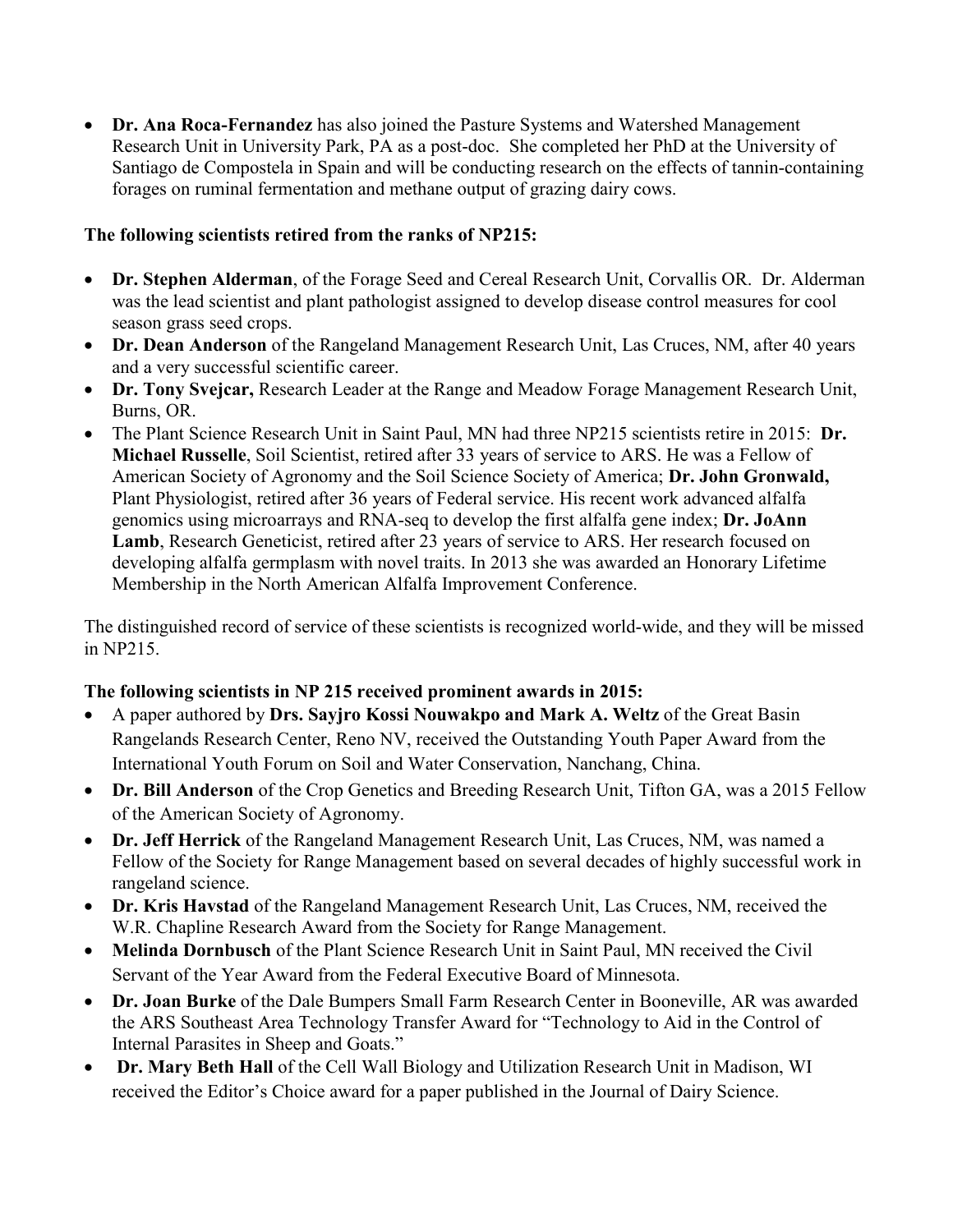- **Dr. Ana Roca-Fernandez** has also joined the Pasture Systems and Watershed Management Research Unit in University Park, PA as a post-doc. She completed her PhD at the University of Santiago de Compostela in Spain and will be conducting research on the effects of tannin-containing forages on ruminal fermentation and methane output of grazing dairy cows.

**The following scientists retired from the ranks of NP215:**

- **Dr. Stephen Alderman**, of the Forage Seed and Cereal Research Unit, Corvallis OR. Dr. Alderman was the lead scientist and plant pathologist assigned to develop disease control measures for cool season grass seed crops.
- **Dr. Dean Anderson** of the Rangeland Management Research Unit, Las Cruces, NM, after 40 years and a very successful scientific career.
- **Dr. Tony Svejcar,** Research Leader at the Range and Meadow Forage Management Research Unit, Burns, OR.
- The Plant Science Research Unit in Saint Paul, MN had three NP215 scientists retire in 2015: **Dr. Michael Russelle**, Soil Scientist, retired after 33 years of service to ARS. He was a Fellow of American Society of Agronomy and the Soil Science Society of America; **Dr. John Gronwald,** Plant Physiologist, retired after 36 years of Federal service. His recent work advanced alfalfa genomics using microarrays and RNA-seq to develop the first alfalfa gene index; **Dr. JoAnn Lamb**, Research Geneticist, retired after 23 years of service to ARS. Her research focused on developing alfalfa germplasm with novel traits. In 2013 she was awarded an Honorary Lifetime Membership in the North American Alfalfa Improvement Conference.

The distinguished record of service of these scientists is recognized world-wide, and they will be missed in NP215.

**The following scientists in NP 215 received prominent awards in 2015:**

- A paper authored by **Drs. Sayjro Kossi Nouwakpo and Mark A. Weltz** of the Great Basin Rangelands Research Center, Reno NV, received the Outstanding Youth Paper Award from the International Youth Forum on Soil and Water Conservation, Nanchang, China.
- **Dr. Bill Anderson** of the Crop Genetics and Breeding Research Unit, Tifton GA, was a 2015 Fellow of the American Society of Agronomy.
- **Dr. Jeff Herrick** of the Rangeland Management Research Unit, Las Cruces, NM, was named a Fellow of the Society for Range Management based on several decades of highly successful work in rangeland science.
- **Dr. Kris Havstad** of the Rangeland Management Research Unit, Las Cruces, NM, received the W.R. Chapline Research Award from the Society for Range Management.
- **Melinda Dornbusch** of the Plant Science Research Unit in Saint Paul, MN received the Civil Servant of the Year Award from the Federal Executive Board of Minnesota.
- **Dr. Joan Burke** of the Dale Bumpers Small Farm Research Center in Booneville, AR was awarded the ARS Southeast Area Technology Transfer Award for "Technology to Aid in the Control of Internal Parasites in Sheep and Goats."
- **Dr. Mary Beth Hall** of the Cell Wall Biology and Utilization Research Unit in Madison, WI received the Editor's Choice award for a paper published in the Journal of Dairy Science.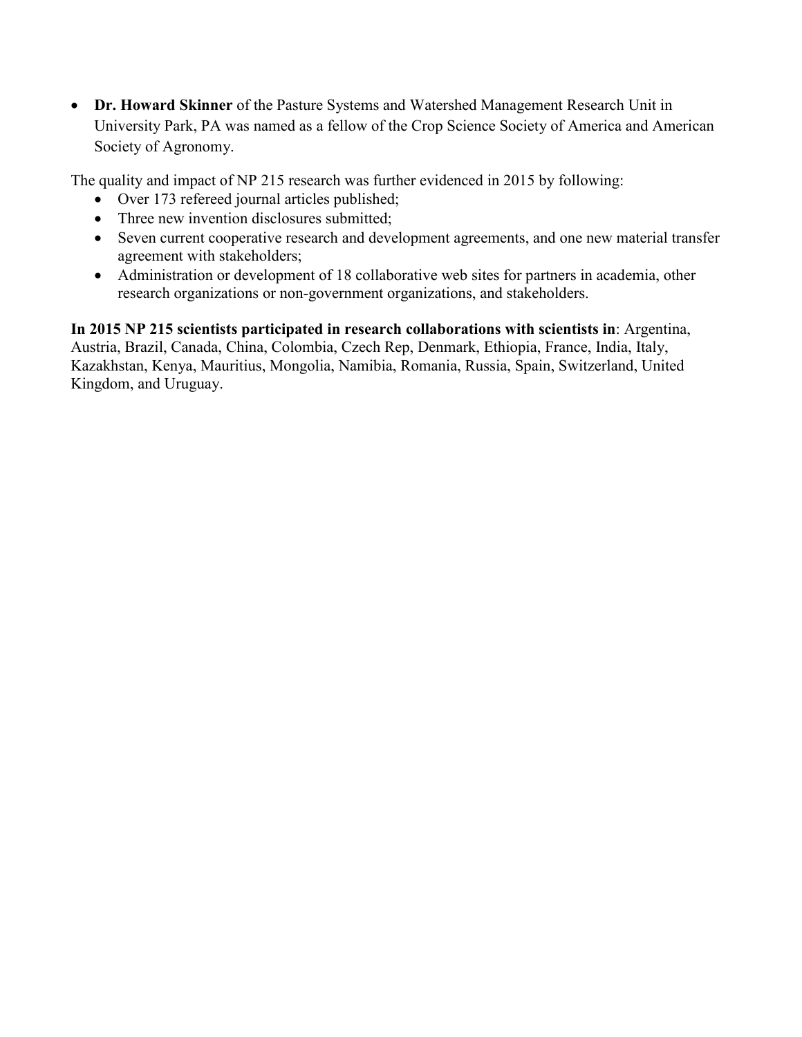- **Dr. Howard Skinner** of the Pasture Systems and Watershed Management Research Unit in University Park, PA was named as a fellow of the Crop Science Society of America and American Society of Agronomy.

The quality and impact of NP 215 research was further evidenced in 2015 by following:

- Over 173 refereed journal articles published;
- Three new invention disclosures submitted;
- Seven current cooperative research and development agreements, and one new material transfer agreement with stakeholders;
- Administration or development of 18 collaborative web sites for partners in academia, other research organizations or non-government organizations, and stakeholders.

**In 2015 NP 215 scientists participated in research collaborations with scientists in**: Argentina, Austria, Brazil, Canada, China, Colombia, Czech Rep, Denmark, Ethiopia, France, India, Italy, Kazakhstan, Kenya, Mauritius, Mongolia, Namibia, Romania, Russia, Spain, Switzerland, United Kingdom, and Uruguay.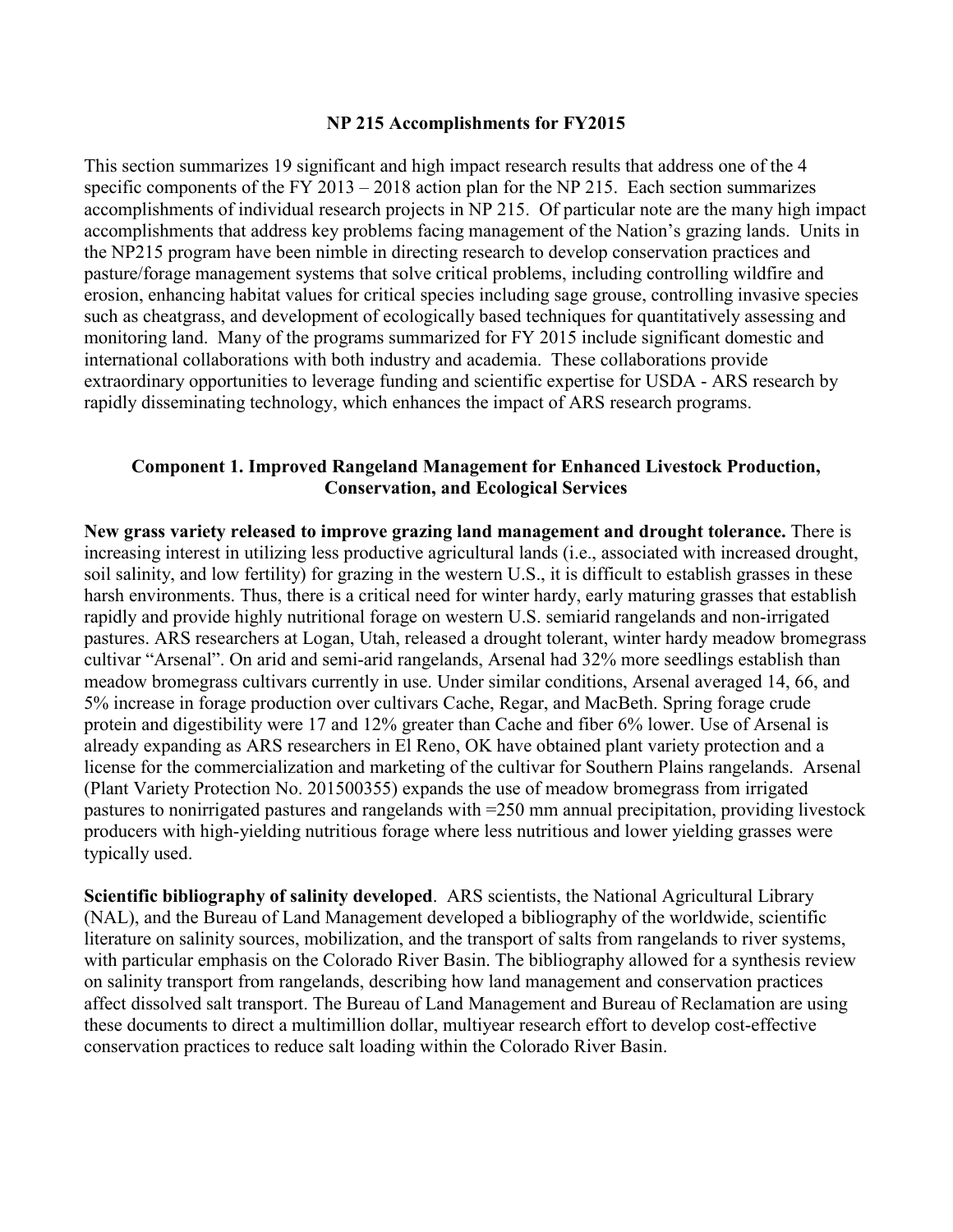**NP 215 Accomplishments for FY2015**

This section summarizes 19 significant and high impact research results that address one of the 4 specific components of the FY 2013 – 2018 action plan for the NP 215. Each section summarizes accomplishments of individual research projects in NP 215. Of particular note are the many high impact accomplishments that address key problems facing management of the Nation's grazing lands. Units in the NP215 program have been nimble in directing research to develop conservation practices and pasture/forage management systems that solve critical problems, including controlling wildfire and erosion, enhancing habitat values for critical species including sage grouse, controlling invasive species such as cheatgrass, and development of ecologically based techniques for quantitatively assessing and monitoring land. Many of the programs summarized for FY 2015 include significant domestic and international collaborations with both industry and academia. These collaborations provide extraordinary opportunities to leverage funding and scientific expertise for USDA - ARS research by rapidly disseminating technology, which enhances the impact of ARS research programs.

**Component 1. Improved Rangeland Management for Enhanced Livestock Production, Conservation, and Ecological Services**

**New grass variety released to improve grazing land management and drought tolerance.** There is increasing interest in utilizing less productive agricultural lands (i.e., associated with increased drought, soil salinity, and low fertility) for grazing in the western U.S., it is difficult to establish grasses in these harsh environments. Thus, there is a critical need for winter hardy, early maturing grasses that establish rapidly and provide highly nutritional forage on western U.S. semiarid rangelands and non-irrigated pastures. ARS researchers at Logan, Utah, released a drought tolerant, winter hardy meadow bromegrass cultivar "Arsenal". On arid and semi-arid rangelands, Arsenal had 32% more seedlings establish than meadow bromegrass cultivars currently in use. Under similar conditions, Arsenal averaged 14, 66, and 5% increase in forage production over cultivars Cache, Regar, and MacBeth. Spring forage crude protein and digestibility were 17 and 12% greater than Cache and fiber 6% lower. Use of Arsenal is already expanding as ARS researchers in El Reno, OK have obtained plant variety protection and a license for the commercialization and marketing of the cultivar for Southern Plains rangelands. Arsenal (Plant Variety Protection No. 201500355) expands the use of meadow bromegrass from irrigated pastures to nonirrigated pastures and rangelands with =250 mm annual precipitation, providing livestock producers with high-yielding nutritious forage where less nutritious and lower yielding grasses were typically used.

**Scientific bibliography of salinity developed**. ARS scientists, the National Agricultural Library (NAL), and the Bureau of Land Management developed a bibliography of the worldwide, scientific literature on salinity sources, mobilization, and the transport of salts from rangelands to river systems, with particular emphasis on the Colorado River Basin. The bibliography allowed for a synthesis review on salinity transport from rangelands, describing how land management and conservation practices affect dissolved salt transport. The Bureau of Land Management and Bureau of Reclamation are using these documents to direct a multimillion dollar, multiyear research effort to develop cost-effective conservation practices to reduce salt loading within the Colorado River Basin.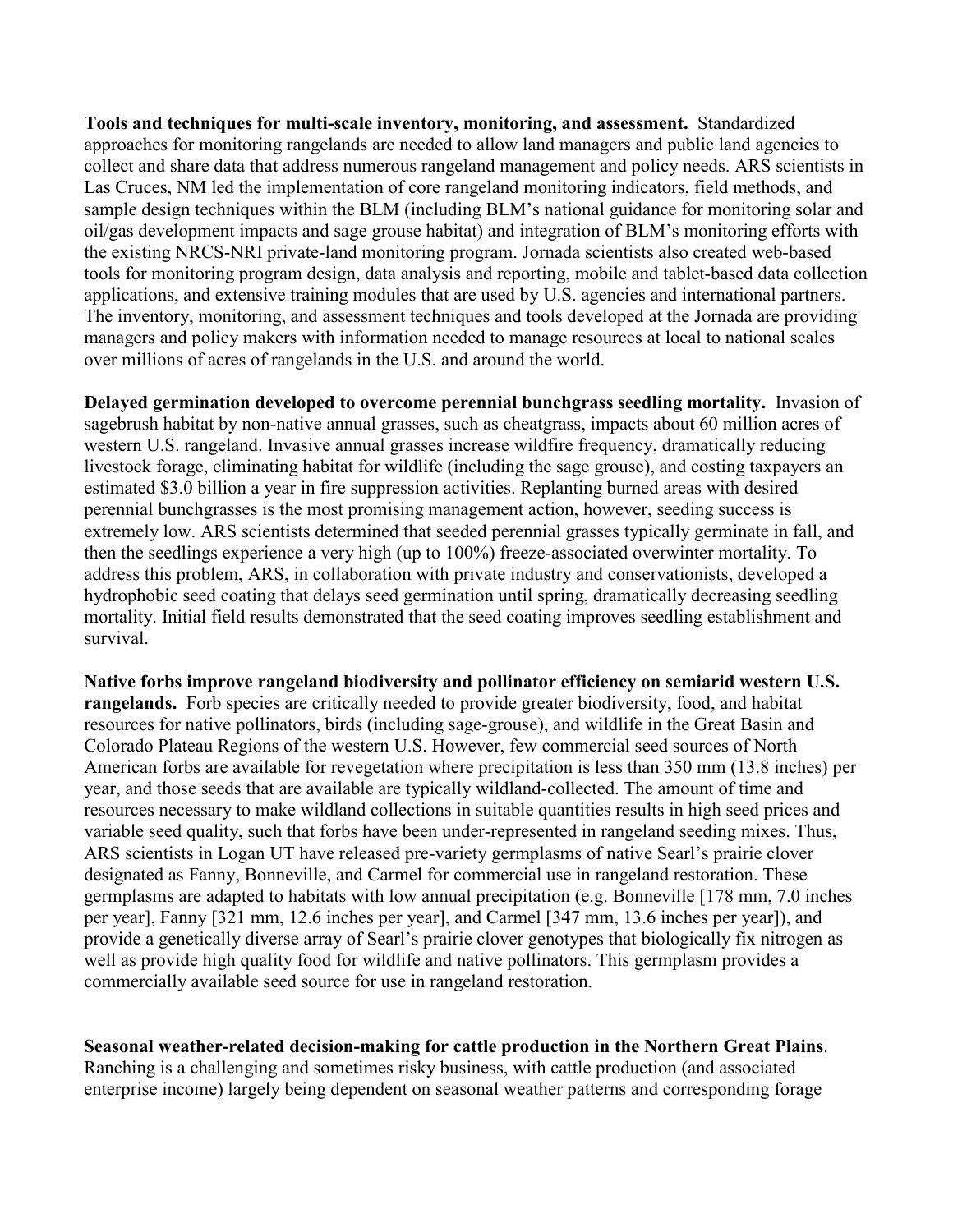**Tools and techniques for multi-scale inventory, monitoring, and assessment.** Standardized approaches for monitoring rangelands are needed to allow land managers and public land agencies to collect and share data that address numerous rangeland management and policy needs. ARS scientists in Las Cruces, NM led the implementation of core rangeland monitoring indicators, field methods, and sample design techniques within the BLM (including BLM's national guidance for monitoring solar and oil/gas development impacts and sage grouse habitat) and integration of BLM's monitoring efforts with the existing NRCS-NRI private-land monitoring program. Jornada scientists also created web-based tools for monitoring program design, data analysis and reporting, mobile and tablet-based data collection applications, and extensive training modules that are used by U.S. agencies and international partners. The inventory, monitoring, and assessment techniques and tools developed at the Jornada are providing managers and policy makers with information needed to manage resources at local to national scales over millions of acres of rangelands in the U.S. and around the world.

**Delayed germination developed to overcome perennial bunchgrass seedling mortality.** Invasion of sagebrush habitat by non-native annual grasses, such as cheatgrass, impacts about 60 million acres of western U.S. rangeland. Invasive annual grasses increase wildfire frequency, dramatically reducing livestock forage, eliminating habitat for wildlife (including the sage grouse), and costing taxpayers an estimated $3.0 billion a year in fire suppression activities. Replanting burned areas with desired perennial bunchgrasses is the most promising management action, however, seeding success is extremely low. ARS scientists determined that seeded perennial grasses typically germinate in fall, and then the seedlings experience a very high (up to 100%) freeze-associated overwinter mortality. To address this problem, ARS, in collaboration with private industry and conservationists, developed a hydrophobic seed coating that delays seed germination until spring, dramatically decreasing seedling mortality. Initial field results demonstrated that the seed coating improves seedling establishment and survival.

**Native forbs improve rangeland biodiversity and pollinator efficiency on semiarid western U.S. rangelands.** Forb species are critically needed to provide greater biodiversity, food, and habitat resources for native pollinators, birds (including sage-grouse), and wildlife in the Great Basin and Colorado Plateau Regions of the western U.S. However, few commercial seed sources of North American forbs are available for revegetation where precipitation is less than 350 mm (13.8 inches) per year, and those seeds that are available are typically wildland-collected. The amount of time and resources necessary to make wildland collections in suitable quantities results in high seed prices and variable seed quality, such that forbs have been under-represented in rangeland seeding mixes. Thus, ARS scientists in Logan UT have released pre-variety germplasms of native Searl's prairie clover designated as Fanny, Bonneville, and Carmel for commercial use in rangeland restoration. These germplasms are adapted to habitats with low annual precipitation (e.g. Bonneville [178 mm, 7.0 inches per year], Fanny [321 mm, 12.6 inches per year], and Carmel [347 mm, 13.6 inches per year]), and provide a genetically diverse array of Searl's prairie clover genotypes that biologically fix nitrogen as well as provide high quality food for wildlife and native pollinators. This germplasm provides a commercially available seed source for use in rangeland restoration.

**Seasonal weather-related decision-making for cattle production in the Northern Great Plains**. Ranching is a challenging and sometimes risky business, with cattle production (and associated enterprise income) largely being dependent on seasonal weather patterns and corresponding forage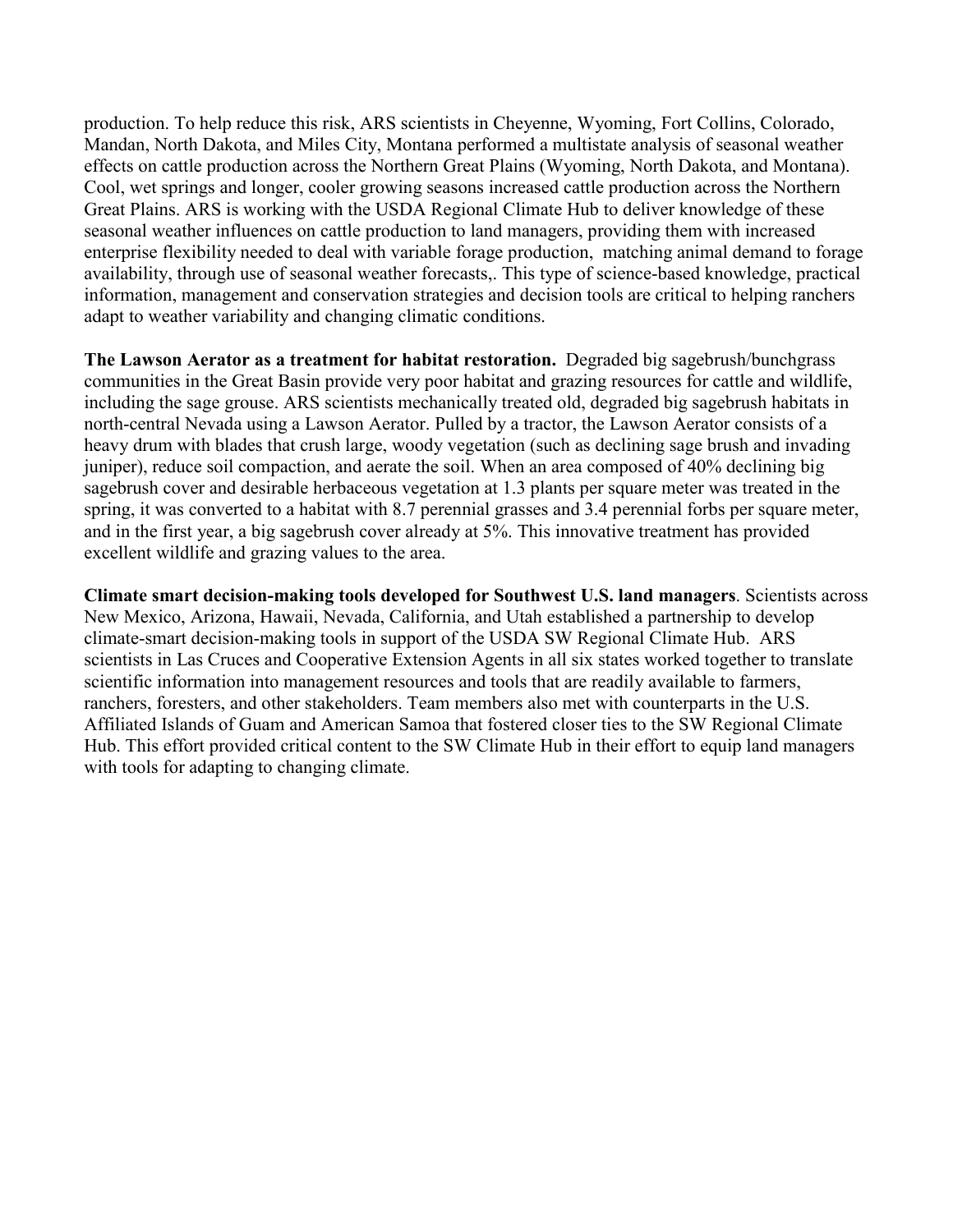production. To help reduce this risk, ARS scientists in Cheyenne, Wyoming, Fort Collins, Colorado, Mandan, North Dakota, and Miles City, Montana performed a multistate analysis of seasonal weather effects on cattle production across the Northern Great Plains (Wyoming, North Dakota, and Montana). Cool, wet springs and longer, cooler growing seasons increased cattle production across the Northern Great Plains. ARS is working with the USDA Regional Climate Hub to deliver knowledge of these seasonal weather influences on cattle production to land managers, providing them with increased enterprise flexibility needed to deal with variable forage production, matching animal demand to forage availability, through use of seasonal weather forecasts,. This type of science-based knowledge, practical information, management and conservation strategies and decision tools are critical to helping ranchers adapt to weather variability and changing climatic conditions.

**The Lawson Aerator as a treatment for habitat restoration.** Degraded big sagebrush/bunchgrass communities in the Great Basin provide very poor habitat and grazing resources for cattle and wildlife, including the sage grouse. ARS scientists mechanically treated old, degraded big sagebrush habitats in north-central Nevada using a Lawson Aerator. Pulled by a tractor, the Lawson Aerator consists of a heavy drum with blades that crush large, woody vegetation (such as declining sage brush and invading juniper), reduce soil compaction, and aerate the soil. When an area composed of 40% declining big sagebrush cover and desirable herbaceous vegetation at 1.3 plants per square meter was treated in the spring, it was converted to a habitat with 8.7 perennial grasses and 3.4 perennial forbs per square meter, and in the first year, a big sagebrush cover already at 5%. This innovative treatment has provided excellent wildlife and grazing values to the area.

**Climate smart decision-making tools developed for Southwest U.S. land managers**. Scientists across New Mexico, Arizona, Hawaii, Nevada, California, and Utah established a partnership to develop climate-smart decision-making tools in support of the USDA SW Regional Climate Hub. ARS scientists in Las Cruces and Cooperative Extension Agents in all six states worked together to translate scientific information into management resources and tools that are readily available to farmers, ranchers, foresters, and other stakeholders. Team members also met with counterparts in the U.S. Affiliated Islands of Guam and American Samoa that fostered closer ties to the SW Regional Climate Hub. This effort provided critical content to the SW Climate Hub in their effort to equip land managers with tools for adapting to changing climate.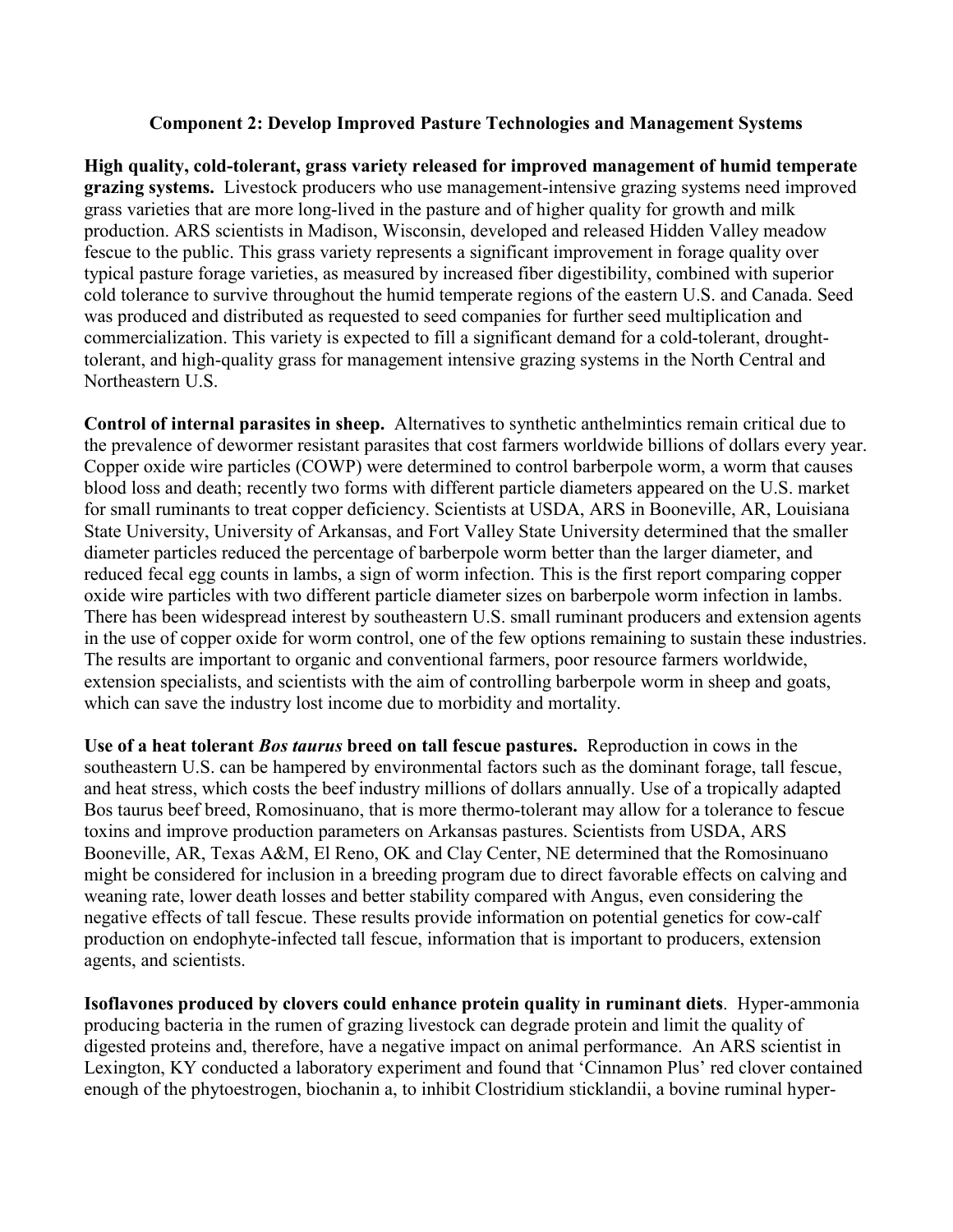## Component 2: Develop Improved Pasture Technologies and Management Systems

**High quality, cold-tolerant, grass variety released for improved management of humid temperate grazing systems.** Livestock producers who use management-intensive grazing systems need improved grass varieties that are more long-lived in the pasture and of higher quality for growth and milk production. ARS scientists in Madison, Wisconsin, developed and released Hidden Valley meadow fescue to the public. This grass variety represents a significant improvement in forage quality over typical pasture forage varieties, as measured by increased fiber digestibility, combined with superior cold tolerance to survive throughout the humid temperate regions of the eastern U.S. and Canada. Seed was produced and distributed as requested to seed companies for further seed multiplication and commercialization. This variety is expected to fill a significant demand for a cold-tolerant, drought-tolerant, and high-quality grass for management intensive grazing systems in the North Central and Northeastern U.S.

**Control of internal parasites in sheep.** Alternatives to synthetic anthelmintics remain critical due to the prevalence of dewormer resistant parasites that cost farmers worldwide billions of dollars every year. Copper oxide wire particles (COWP) were determined to control barberpole worm, a worm that causes blood loss and death; recently two forms with different particle diameters appeared on the U.S. market for small ruminants to treat copper deficiency. Scientists at USDA, ARS in Booneville, AR, Louisiana State University, University of Arkansas, and Fort Valley State University determined that the smaller diameter particles reduced the percentage of barberpole worm better than the larger diameter, and reduced fecal egg counts in lambs, a sign of worm infection. This is the first report comparing copper oxide wire particles with two different particle diameter sizes on barberpole worm infection in lambs. There has been widespread interest by southeastern U.S. small ruminant producers and extension agents in the use of copper oxide for worm control, one of the few options remaining to sustain these industries. The results are important to organic and conventional farmers, poor resource farmers worldwide, extension specialists, and scientists with the aim of controlling barberpole worm in sheep and goats, which can save the industry lost income due to morbidity and mortality.

**Use of a heat tolerant *Bos taurus* breed on tall fescue pastures.** Reproduction in cows in the southeastern U.S. can be hampered by environmental factors such as the dominant forage, tall fescue, and heat stress, which costs the beef industry millions of dollars annually. Use of a tropically adapted Bos taurus beef breed, Romosinuano, that is more thermo-tolerant may allow for a tolerance to fescue toxins and improve production parameters on Arkansas pastures. Scientists from USDA, ARS Booneville, AR, Texas A&M, El Reno, OK and Clay Center, NE determined that the Romosinuano might be considered for inclusion in a breeding program due to direct favorable effects on calving and weaning rate, lower death losses and better stability compared with Angus, even considering the negative effects of tall fescue. These results provide information on potential genetics for cow-calf production on endophyte-infected tall fescue, information that is important to producers, extension agents, and scientists.

**Isoflavones produced by clovers could enhance protein quality in ruminant diets**. Hyper-ammonia producing bacteria in the rumen of grazing livestock can degrade protein and limit the quality of digested proteins and, therefore, have a negative impact on animal performance. An ARS scientist in Lexington, KY conducted a laboratory experiment and found that 'Cinnamon Plus' red clover contained enough of the phytoestrogen, biochanin a, to inhibit Clostridium sticklandii, a bovine ruminal hyper-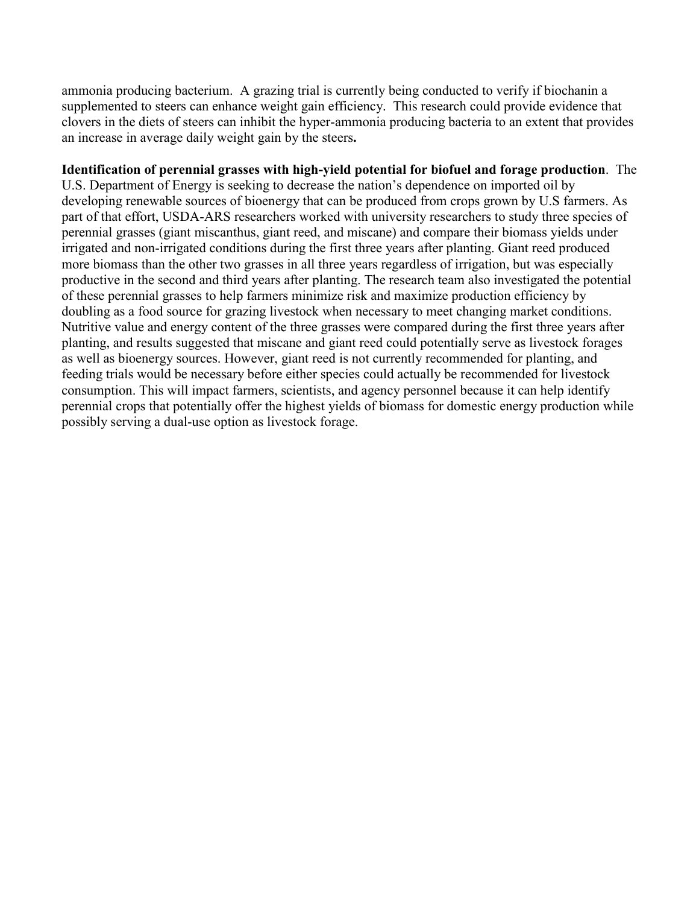ammonia producing bacterium. A grazing trial is currently being conducted to verify if biochanin a supplemented to steers can enhance weight gain efficiency. This research could provide evidence that clovers in the diets of steers can inhibit the hyper-ammonia producing bacteria to an extent that provides an increase in average daily weight gain by the steers**.**

**Identification of perennial grasses with high-yield potential for biofuel and forage production**. The U.S. Department of Energy is seeking to decrease the nation's dependence on imported oil by developing renewable sources of bioenergy that can be produced from crops grown by U.S farmers. As part of that effort, USDA-ARS researchers worked with university researchers to study three species of perennial grasses (giant miscanthus, giant reed, and miscane) and compare their biomass yields under irrigated and non-irrigated conditions during the first three years after planting. Giant reed produced more biomass than the other two grasses in all three years regardless of irrigation, but was especially productive in the second and third years after planting. The research team also investigated the potential of these perennial grasses to help farmers minimize risk and maximize production efficiency by doubling as a food source for grazing livestock when necessary to meet changing market conditions. Nutritive value and energy content of the three grasses were compared during the first three years after planting, and results suggested that miscane and giant reed could potentially serve as livestock forages as well as bioenergy sources. However, giant reed is not currently recommended for planting, and feeding trials would be necessary before either species could actually be recommended for livestock consumption. This will impact farmers, scientists, and agency personnel because it can help identify perennial crops that potentially offer the highest yields of biomass for domestic energy production while possibly serving a dual-use option as livestock forage.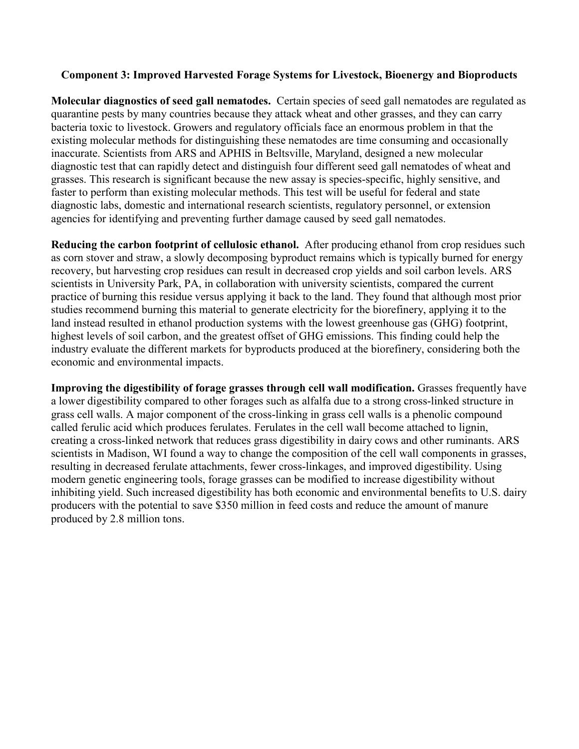## Component 3: Improved Harvested Forage Systems for Livestock, Bioenergy and Bioproducts

**Molecular diagnostics of seed gall nematodes.** Certain species of seed gall nematodes are regulated as quarantine pests by many countries because they attack wheat and other grasses, and they can carry bacteria toxic to livestock. Growers and regulatory officials face an enormous problem in that the existing molecular methods for distinguishing these nematodes are time consuming and occasionally inaccurate. Scientists from ARS and APHIS in Beltsville, Maryland, designed a new molecular diagnostic test that can rapidly detect and distinguish four different seed gall nematodes of wheat and grasses. This research is significant because the new assay is species-specific, highly sensitive, and faster to perform than existing molecular methods. This test will be useful for federal and state diagnostic labs, domestic and international research scientists, regulatory personnel, or extension agencies for identifying and preventing further damage caused by seed gall nematodes.

**Reducing the carbon footprint of cellulosic ethanol.** After producing ethanol from crop residues such as corn stover and straw, a slowly decomposing byproduct remains which is typically burned for energy recovery, but harvesting crop residues can result in decreased crop yields and soil carbon levels. ARS scientists in University Park, PA, in collaboration with university scientists, compared the current practice of burning this residue versus applying it back to the land. They found that although most prior studies recommend burning this material to generate electricity for the biorefinery, applying it to the land instead resulted in ethanol production systems with the lowest greenhouse gas (GHG) footprint, highest levels of soil carbon, and the greatest offset of GHG emissions. This finding could help the industry evaluate the different markets for byproducts produced at the biorefinery, considering both the economic and environmental impacts.

**Improving the digestibility of forage grasses through cell wall modification.** Grasses frequently have a lower digestibility compared to other forages such as alfalfa due to a strong cross-linked structure in grass cell walls. A major component of the cross-linking in grass cell walls is a phenolic compound called ferulic acid which produces ferulates. Ferulates in the cell wall become attached to lignin, creating a cross-linked network that reduces grass digestibility in dairy cows and other ruminants. ARS scientists in Madison, WI found a way to change the composition of the cell wall components in grasses, resulting in decreased ferulate attachments, fewer cross-linkages, and improved digestibility. Using modern genetic engineering tools, forage grasses can be modified to increase digestibility without inhibiting yield. Such increased digestibility has both economic and environmental benefits to U.S. dairy producers with the potential to save $350 million in feed costs and reduce the amount of manure produced by 2.8 million tons.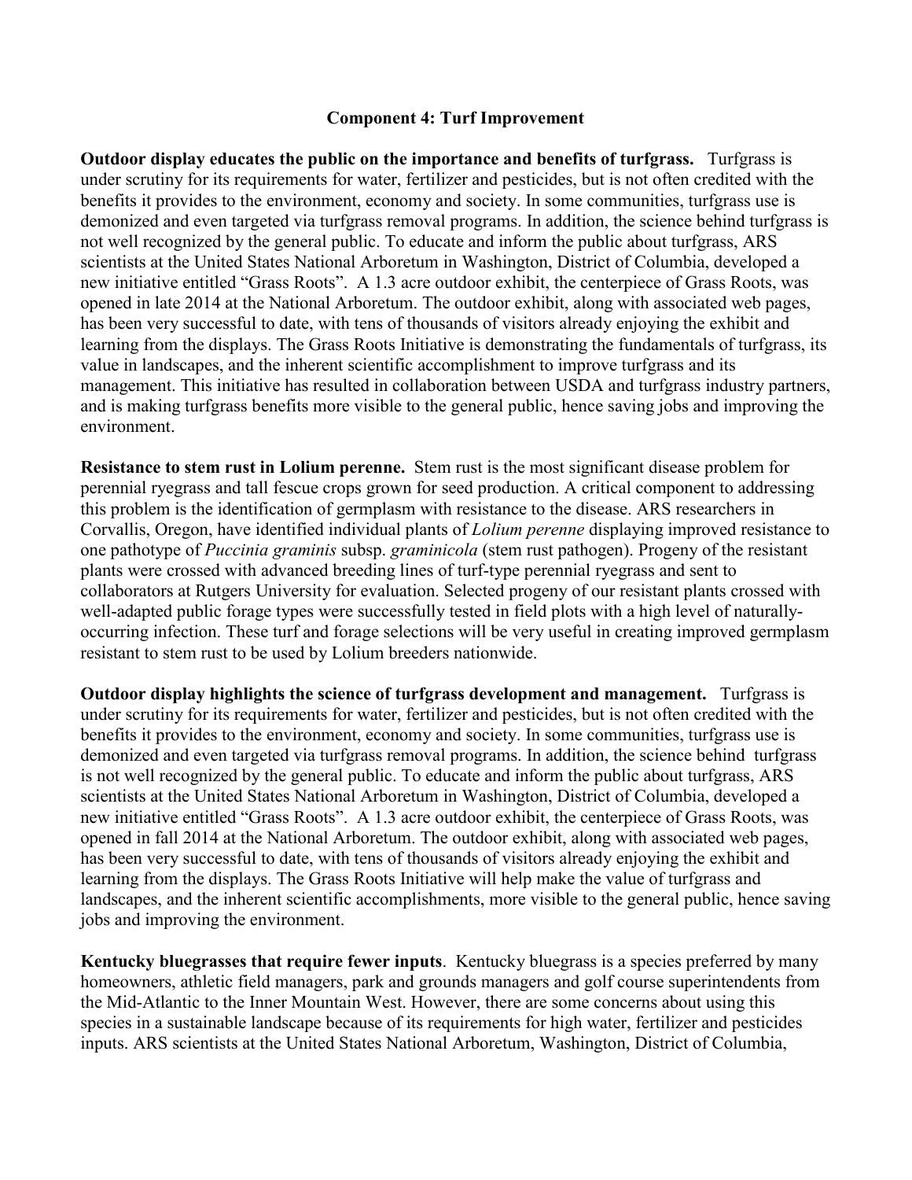## Component 4: Turf Improvement

**Outdoor display educates the public on the importance and benefits of turfgrass.** Turfgrass is under scrutiny for its requirements for water, fertilizer and pesticides, but is not often credited with the benefits it provides to the environment, economy and society. In some communities, turfgrass use is demonized and even targeted via turfgrass removal programs. In addition, the science behind turfgrass is not well recognized by the general public. To educate and inform the public about turfgrass, ARS scientists at the United States National Arboretum in Washington, District of Columbia, developed a new initiative entitled "Grass Roots". A 1.3 acre outdoor exhibit, the centerpiece of Grass Roots, was opened in late 2014 at the National Arboretum. The outdoor exhibit, along with associated web pages, has been very successful to date, with tens of thousands of visitors already enjoying the exhibit and learning from the displays. The Grass Roots Initiative is demonstrating the fundamentals of turfgrass, its value in landscapes, and the inherent scientific accomplishment to improve turfgrass and its management. This initiative has resulted in collaboration between USDA and turfgrass industry partners, and is making turfgrass benefits more visible to the general public, hence saving jobs and improving the environment.

**Resistance to stem rust in Lolium perenne.** Stem rust is the most significant disease problem for perennial ryegrass and tall fescue crops grown for seed production. A critical component to addressing this problem is the identification of germplasm with resistance to the disease. ARS researchers in Corvallis, Oregon, have identified individual plants of *Lolium perenne* displaying improved resistance to one pathotype of *Puccinia graminis* subsp. *graminicola* (stem rust pathogen). Progeny of the resistant plants were crossed with advanced breeding lines of turf-type perennial ryegrass and sent to collaborators at Rutgers University for evaluation. Selected progeny of our resistant plants crossed with well-adapted public forage types were successfully tested in field plots with a high level of naturally-occurring infection. These turf and forage selections will be very useful in creating improved germplasm resistant to stem rust to be used by Lolium breeders nationwide.

**Outdoor display highlights the science of turfgrass development and management.** Turfgrass is under scrutiny for its requirements for water, fertilizer and pesticides, but is not often credited with the benefits it provides to the environment, economy and society. In some communities, turfgrass use is demonized and even targeted via turfgrass removal programs. In addition, the science behind turfgrass is not well recognized by the general public. To educate and inform the public about turfgrass, ARS scientists at the United States National Arboretum in Washington, District of Columbia, developed a new initiative entitled "Grass Roots". A 1.3 acre outdoor exhibit, the centerpiece of Grass Roots, was opened in fall 2014 at the National Arboretum. The outdoor exhibit, along with associated web pages, has been very successful to date, with tens of thousands of visitors already enjoying the exhibit and learning from the displays. The Grass Roots Initiative will help make the value of turfgrass and landscapes, and the inherent scientific accomplishments, more visible to the general public, hence saving jobs and improving the environment.

**Kentucky bluegrasses that require fewer inputs**. Kentucky bluegrass is a species preferred by many homeowners, athletic field managers, park and grounds managers and golf course superintendents from the Mid-Atlantic to the Inner Mountain West. However, there are some concerns about using this species in a sustainable landscape because of its requirements for high water, fertilizer and pesticides inputs. ARS scientists at the United States National Arboretum, Washington, District of Columbia,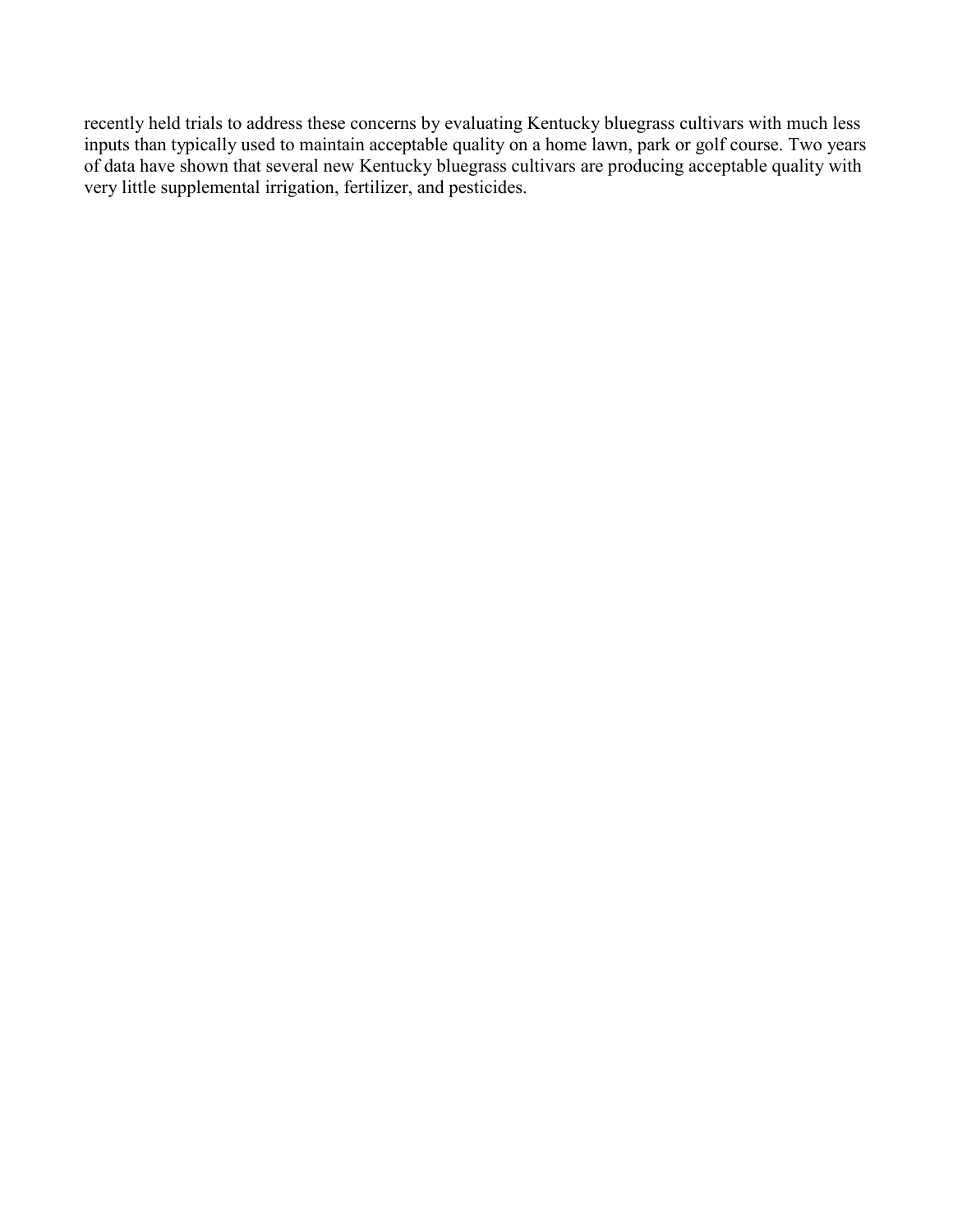recently held trials to address these concerns by evaluating Kentucky bluegrass cultivars with much less inputs than typically used to maintain acceptable quality on a home lawn, park or golf course. Two years of data have shown that several new Kentucky bluegrass cultivars are producing acceptable quality with very little supplemental irrigation, fertilizer, and pesticides.